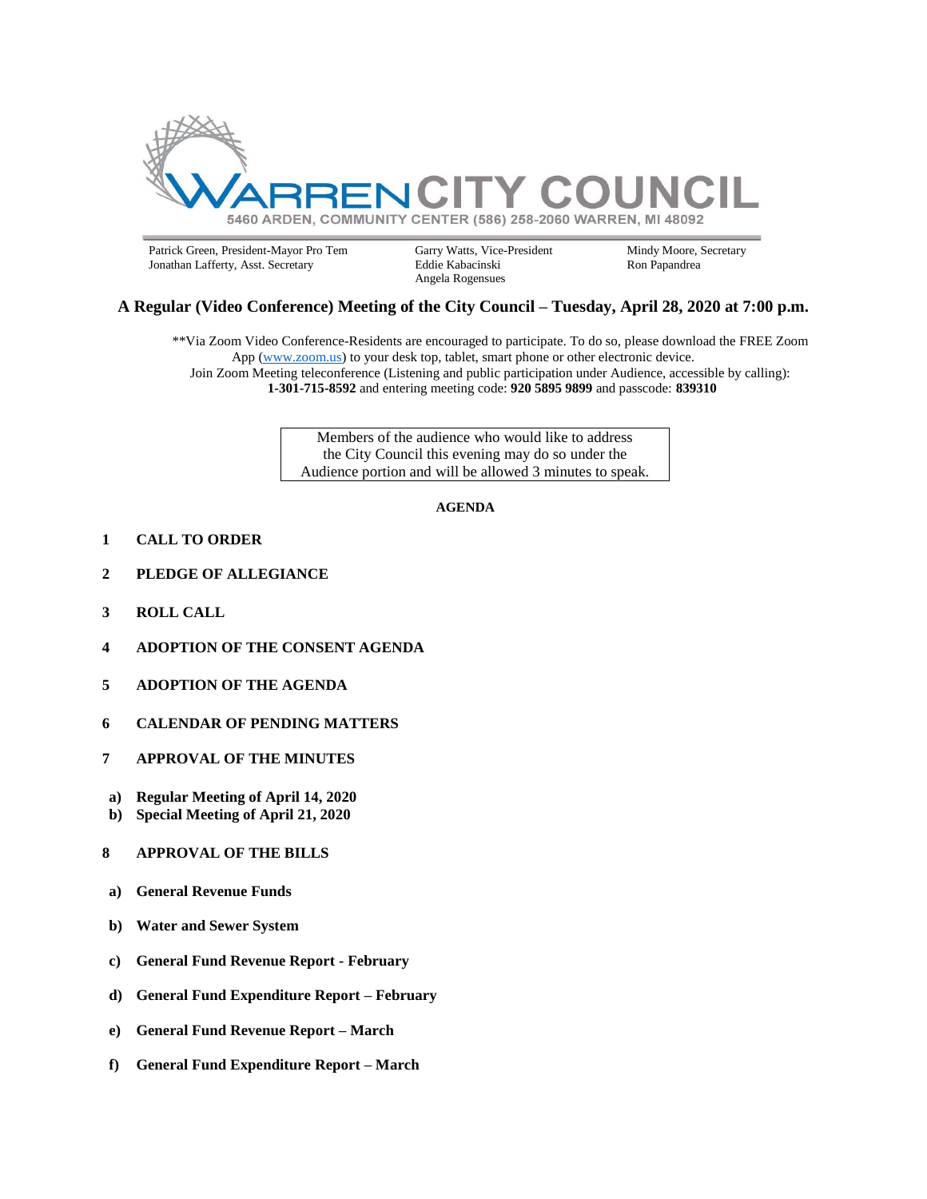# WARREN CITY COUNCIL

5460 ARDEN, COMMUNITY CENTER (586) 258-2060 WARREN, MI 48092

Patrick Green, President-Mayor Pro Tem
Jonathan Lafferty, Asst. Secretary

Garry Watts, Vice-President
Eddie Kabacinski
Angela Rogensues

Mindy Moore, Secretary
Ron Papandrea

## A Regular (Video Conference) Meeting of the City Council – Tuesday, April 28, 2020 at 7:00 p.m.

**Via Zoom Video Conference-Residents are encouraged to participate. To do so, please download the FREE Zoom App (www.zoom.us) to your desk top, tablet, smart phone or other electronic device.
Join Zoom Meeting teleconference (Listening and public participation under Audience, accessible by calling): **1-301-715-8592** and entering meeting code: **920 5895 9899** and passcode: **839310**

Members of the audience who would like to address the City Council this evening may do so under the Audience portion and will be allowed 3 minutes to speak.

**AGENDA**

**1 CALL TO ORDER**

**2 PLEDGE OF ALLEGIANCE**

**3 ROLL CALL**

**4 ADOPTION OF THE CONSENT AGENDA**

**5 ADOPTION OF THE AGENDA**

**6 CALENDAR OF PENDING MATTERS**

**7 APPROVAL OF THE MINUTES**

- **a) Regular Meeting of April 14, 2020**
- **b) Special Meeting of April 21, 2020**

**8 APPROVAL OF THE BILLS**

- **a) General Revenue Funds**
- **b) Water and Sewer System**
- **c) General Fund Revenue Report - February**
- **d) General Fund Expenditure Report – February**
- **e) General Fund Revenue Report – March**
- **f) General Fund Expenditure Report – March**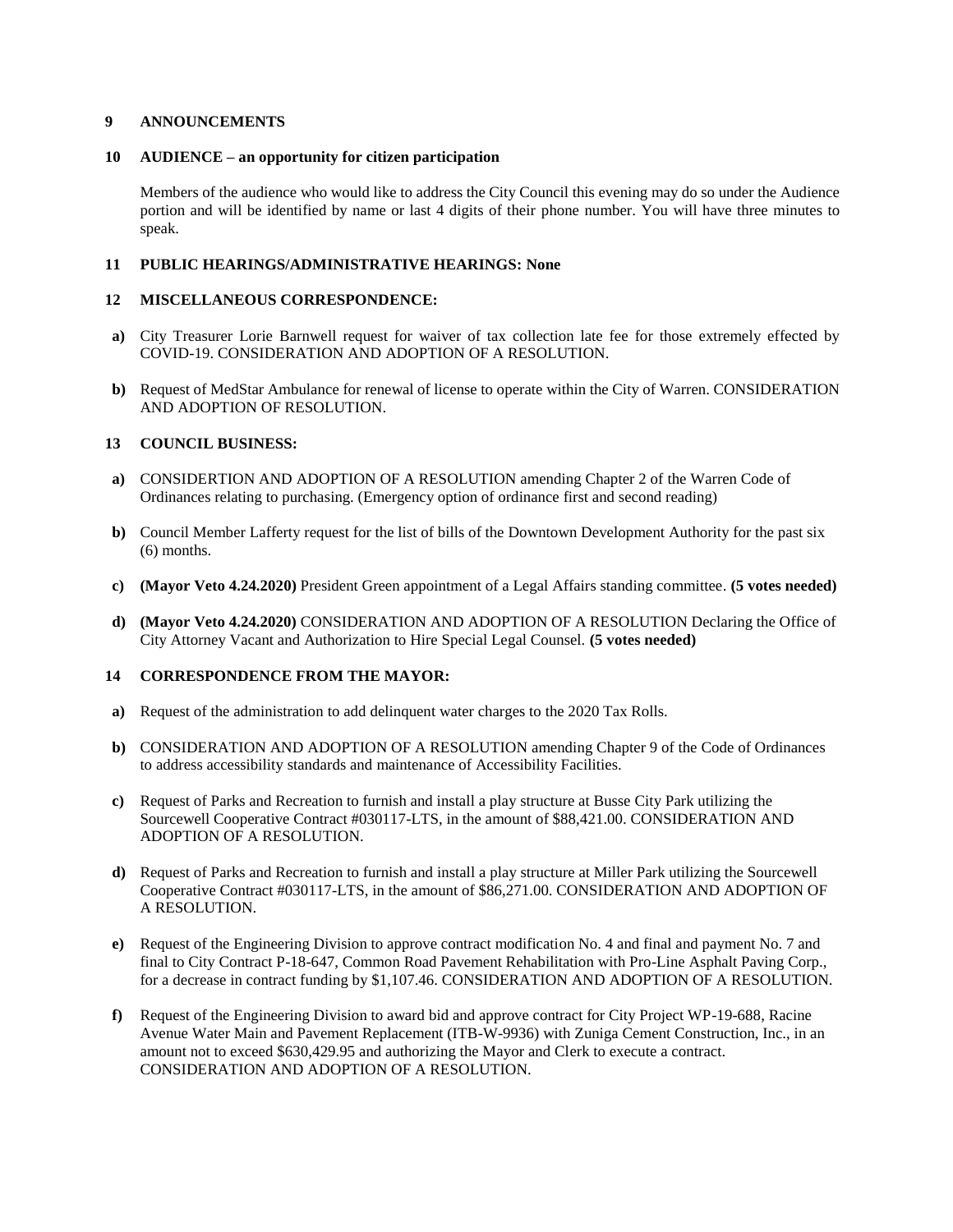## 9 ANNOUNCEMENTS

## 10 AUDIENCE – an opportunity for citizen participation

Members of the audience who would like to address the City Council this evening may do so under the Audience portion and will be identified by name or last 4 digits of their phone number. You will have three minutes to speak.

## 11 PUBLIC HEARINGS/ADMINISTRATIVE HEARINGS: None

## 12 MISCELLANEOUS CORRESPONDENCE:

**a)** City Treasurer Lorie Barnwell request for waiver of tax collection late fee for those extremely effected by COVID-19. CONSIDERATION AND ADOPTION OF A RESOLUTION.

**b)** Request of MedStar Ambulance for renewal of license to operate within the City of Warren. CONSIDERATION AND ADOPTION OF RESOLUTION.

## 13 COUNCIL BUSINESS:

**a)** CONSIDERTION AND ADOPTION OF A RESOLUTION amending Chapter 2 of the Warren Code of Ordinances relating to purchasing. (Emergency option of ordinance first and second reading)

**b)** Council Member Lafferty request for the list of bills of the Downtown Development Authority for the past six (6) months.

**c)** **(Mayor Veto 4.24.2020)** President Green appointment of a Legal Affairs standing committee. **(5 votes needed)**

**d)** **(Mayor Veto 4.24.2020)** CONSIDERATION AND ADOPTION OF A RESOLUTION Declaring the Office of City Attorney Vacant and Authorization to Hire Special Legal Counsel. **(5 votes needed)**

## 14 CORRESPONDENCE FROM THE MAYOR:

**a)** Request of the administration to add delinquent water charges to the 2020 Tax Rolls.

**b)** CONSIDERATION AND ADOPTION OF A RESOLUTION amending Chapter 9 of the Code of Ordinances to address accessibility standards and maintenance of Accessibility Facilities.

**c)** Request of Parks and Recreation to furnish and install a play structure at Busse City Park utilizing the Sourcewell Cooperative Contract #030117-LTS, in the amount of $88,421.00. CONSIDERATION AND ADOPTION OF A RESOLUTION.

**d)** Request of Parks and Recreation to furnish and install a play structure at Miller Park utilizing the Sourcewell Cooperative Contract #030117-LTS, in the amount of $86,271.00. CONSIDERATION AND ADOPTION OF A RESOLUTION.

**e)** Request of the Engineering Division to approve contract modification No. 4 and final and payment No. 7 and final to City Contract P-18-647, Common Road Pavement Rehabilitation with Pro-Line Asphalt Paving Corp., for a decrease in contract funding by $1,107.46. CONSIDERATION AND ADOPTION OF A RESOLUTION.

**f)** Request of the Engineering Division to award bid and approve contract for City Project WP-19-688, Racine Avenue Water Main and Pavement Replacement (ITB-W-9936) with Zuniga Cement Construction, Inc., in an amount not to exceed $630,429.95 and authorizing the Mayor and Clerk to execute a contract. CONSIDERATION AND ADOPTION OF A RESOLUTION.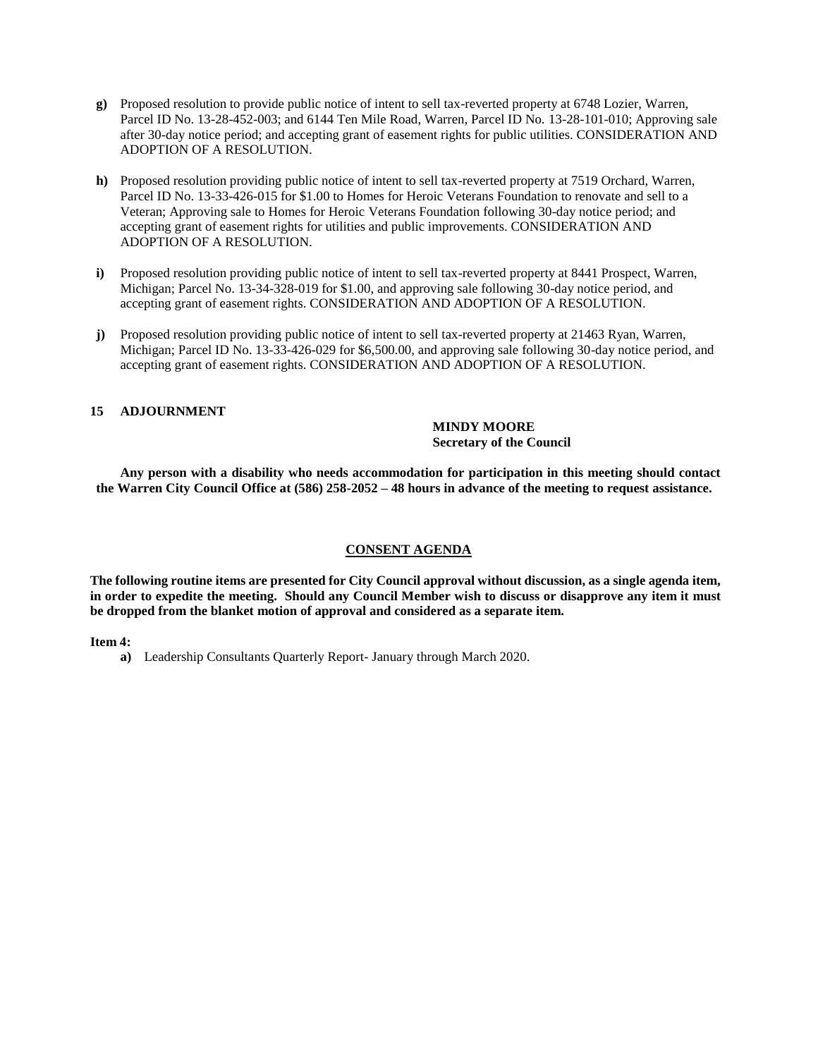**g)** Proposed resolution to provide public notice of intent to sell tax-reverted property at 6748 Lozier, Warren, Parcel ID No. 13-28-452-003; and 6144 Ten Mile Road, Warren, Parcel ID No. 13-28-101-010; Approving sale after 30-day notice period; and accepting grant of easement rights for public utilities. CONSIDERATION AND ADOPTION OF A RESOLUTION.

**h)** Proposed resolution providing public notice of intent to sell tax-reverted property at 7519 Orchard, Warren, Parcel ID No. 13-33-426-015 for $1.00 to Homes for Heroic Veterans Foundation to renovate and sell to a Veteran; Approving sale to Homes for Heroic Veterans Foundation following 30-day notice period; and accepting grant of easement rights for utilities and public improvements. CONSIDERATION AND ADOPTION OF A RESOLUTION.

**i)** Proposed resolution providing public notice of intent to sell tax-reverted property at 8441 Prospect, Warren, Michigan; Parcel No. 13-34-328-019 for $1.00, and approving sale following 30-day notice period, and accepting grant of easement rights. CONSIDERATION AND ADOPTION OF A RESOLUTION.

**j)** Proposed resolution providing public notice of intent to sell tax-reverted property at 21463 Ryan, Warren, Michigan; Parcel ID No. 13-33-426-029 for $6,500.00, and approving sale following 30-day notice period, and accepting grant of easement rights. CONSIDERATION AND ADOPTION OF A RESOLUTION.

**15 ADJOURNMENT**

**MINDY MOORE**
**Secretary of the Council**

**Any person with a disability who needs accommodation for participation in this meeting should contact the Warren City Council Office at (586) 258-2052 – 48 hours in advance of the meeting to request assistance.**

## CONSENT AGENDA

**The following routine items are presented for City Council approval without discussion, as a single agenda item, in order to expedite the meeting. Should any Council Member wish to discuss or disapprove any item it must be dropped from the blanket motion of approval and considered as a separate item.**

**Item 4:**

**a)** Leadership Consultants Quarterly Report- January through March 2020.